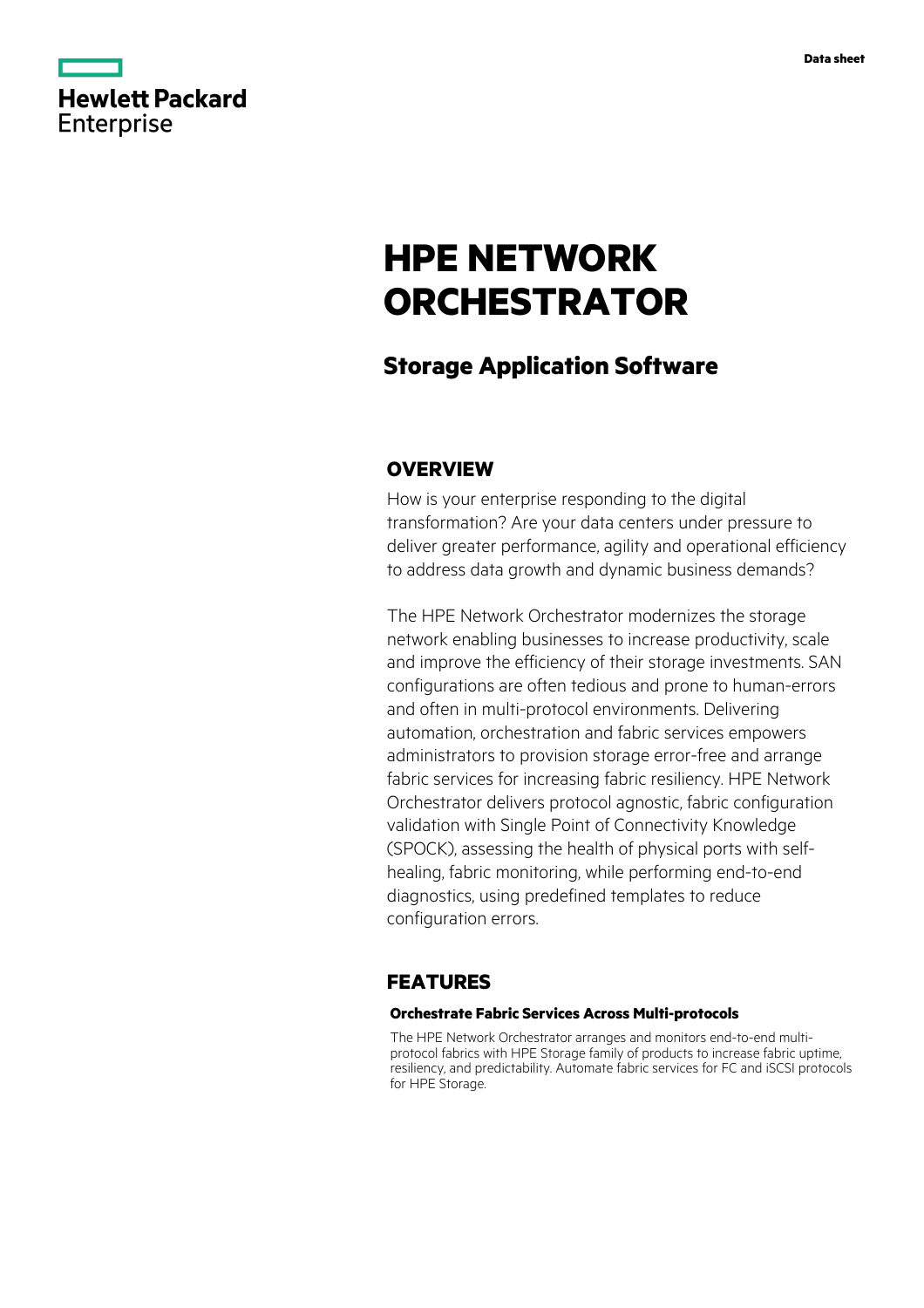Hewlett Packard Enterprise

Data sheet

# HPE NETWORK ORCHESTRATOR

## Storage Application Software

## OVERVIEW

How is your enterprise responding to the digital transformation? Are your data centers under pressure to deliver greater performance, agility and operational efficiency to address data growth and dynamic business demands?

The HPE Network Orchestrator modernizes the storage network enabling businesses to increase productivity, scale and improve the efficiency of their storage investments. SAN configurations are often tedious and prone to human-errors and often in multi-protocol environments. Delivering automation, orchestration and fabric services empowers administrators to provision storage error-free and arrange fabric services for increasing fabric resiliency. HPE Network Orchestrator delivers protocol agnostic, fabric configuration validation with Single Point of Connectivity Knowledge (SPOCK), assessing the health of physical ports with self-healing, fabric monitoring, while performing end-to-end diagnostics, using predefined templates to reduce configuration errors.

## FEATURES

### Orchestrate Fabric Services Across Multi-protocols

The HPE Network Orchestrator arranges and monitors end-to-end multi-protocol fabrics with HPE Storage family of products to increase fabric uptime, resiliency, and predictability. Automate fabric services for FC and iSCSI protocols for HPE Storage.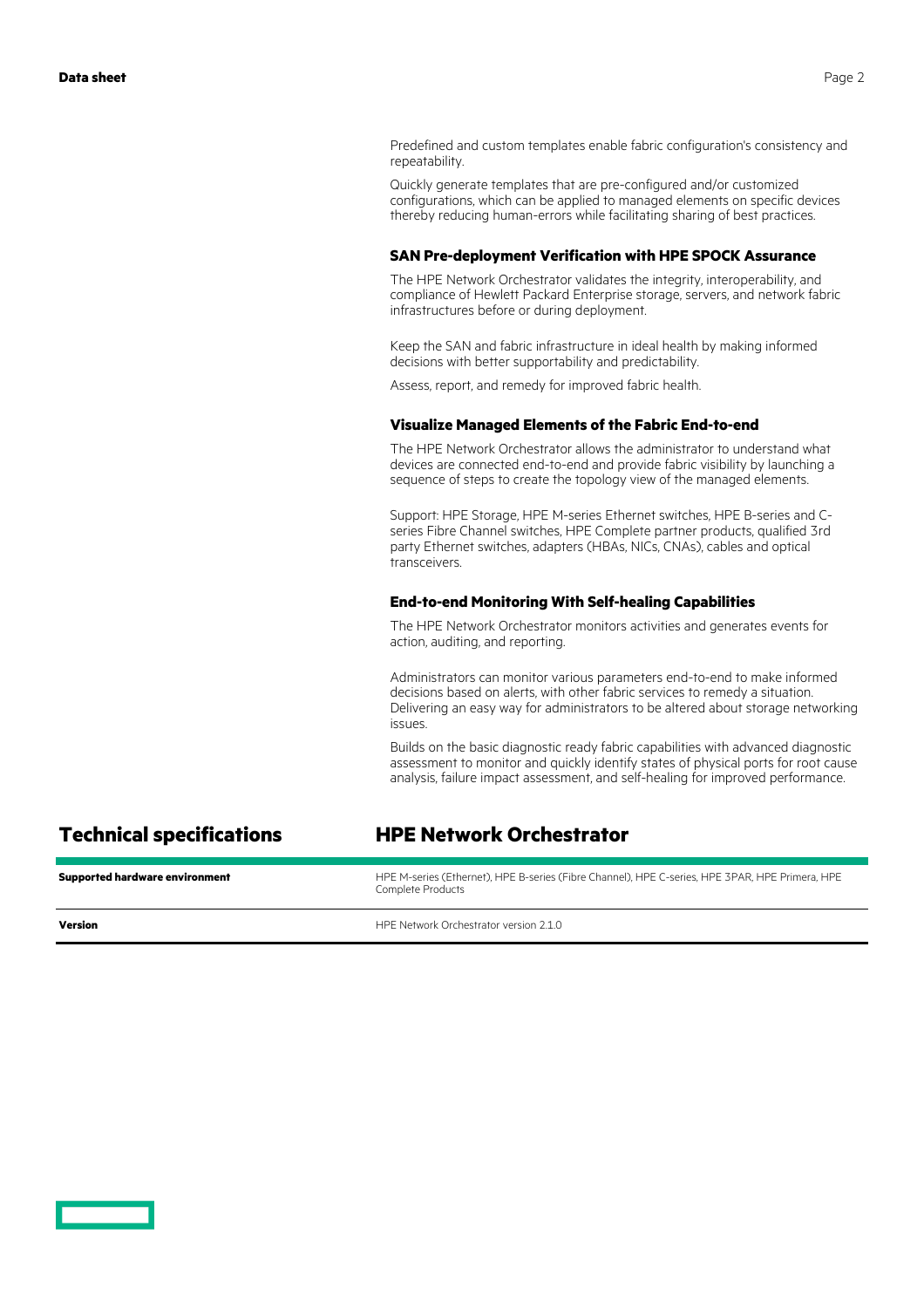Predefined and custom templates enable fabric configuration's consistency and repeatability.

Quickly generate templates that are pre-configured and/or customized configurations, which can be applied to managed elements on specific devices thereby reducing human-errors while facilitating sharing of best practices.

### SAN Pre-deployment Verification with HPE SPOCK Assurance

The HPE Network Orchestrator validates the integrity, interoperability, and compliance of Hewlett Packard Enterprise storage, servers, and network fabric infrastructures before or during deployment.

Keep the SAN and fabric infrastructure in ideal health by making informed decisions with better supportability and predictability.

Assess, report, and remedy for improved fabric health.

### Visualize Managed Elements of the Fabric End-to-end

The HPE Network Orchestrator allows the administrator to understand what devices are connected end-to-end and provide fabric visibility by launching a sequence of steps to create the topology view of the managed elements.

Support: HPE Storage, HPE M-series Ethernet switches, HPE B-series and C-series Fibre Channel switches, HPE Complete partner products, qualified 3rd party Ethernet switches, adapters (HBAs, NICs, CNAs), cables and optical transceivers.

### End-to-end Monitoring With Self-healing Capabilities

The HPE Network Orchestrator monitors activities and generates events for action, auditing, and reporting.

Administrators can monitor various parameters end-to-end to make informed decisions based on alerts, with other fabric services to remedy a situation. Delivering an easy way for administrators to be altered about storage networking issues.

Builds on the basic diagnostic ready fabric capabilities with advanced diagnostic assessment to monitor and quickly identify states of physical ports for root cause analysis, failure impact assessment, and self-healing for improved performance.

## Technical specifications

| | HPE Network Orchestrator |
|---|---|
| **Supported hardware environment** | HPE M-series (Ethernet), HPE B-series (Fibre Channel), HPE C-series, HPE 3PAR, HPE Primera, HPE Complete Products |
| **Version** | HPE Network Orchestrator version 2.1.0 |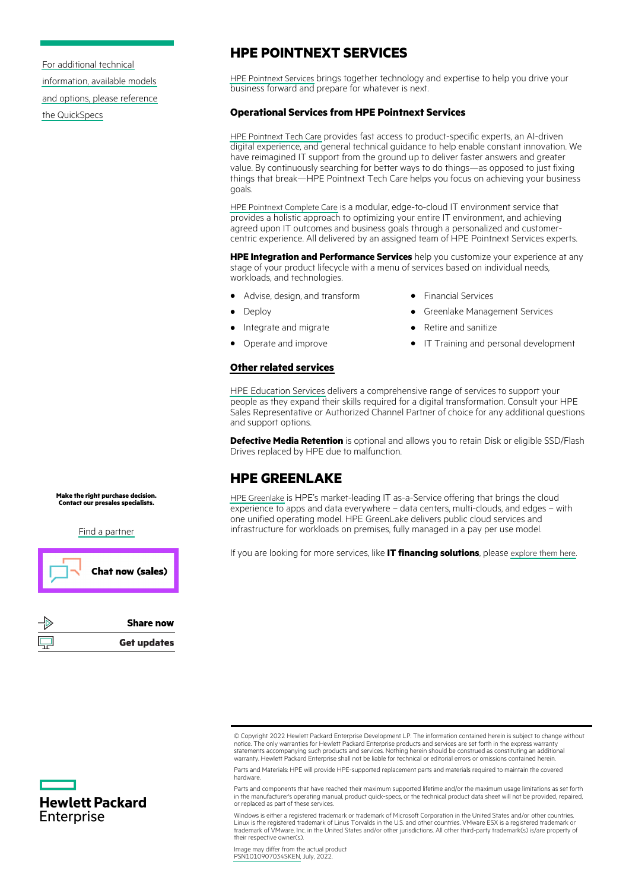For additional technical information, available models and options, please reference the QuickSpecs

# HPE POINTNEXT SERVICES

HPE Pointnext Services brings together technology and expertise to help you drive your business forward and prepare for whatever is next.

### Operational Services from HPE Pointnext Services

HPE Pointnext Tech Care provides fast access to product-specific experts, an AI-driven digital experience, and general technical guidance to help enable constant innovation. We have reimagined IT support from the ground up to deliver faster answers and greater value. By continuously searching for better ways to do things—as opposed to just fixing things that break—HPE Pointnext Tech Care helps you focus on achieving your business goals.

HPE Pointnext Complete Care is a modular, edge-to-cloud IT environment service that provides a holistic approach to optimizing your entire IT environment, and achieving agreed upon IT outcomes and business goals through a personalized and customer-centric experience. All delivered by an assigned team of HPE Pointnext Services experts.

**HPE Integration and Performance Services** help you customize your experience at any stage of your product lifecycle with a menu of services based on individual needs, workloads, and technologies.

- Advise, design, and transform
- Deploy
- Integrate and migrate
- Operate and improve
- Financial Services
- Greenlake Management Services
- Retire and sanitize
- IT Training and personal development

### Other related services

HPE Education Services delivers a comprehensive range of services to support your people as they expand their skills required for a digital transformation. Consult your HPE Sales Representative or Authorized Channel Partner of choice for any additional questions and support options.

**Defective Media Retention** is optional and allows you to retain Disk or eligible SSD/Flash Drives replaced by HPE due to malfunction.

# HPE GREENLAKE

HPE Greenlake is HPE's market-leading IT as-a-Service offering that brings the cloud experience to apps and data everywhere – data centers, multi-clouds, and edges – with one unified operating model. HPE GreenLake delivers public cloud services and infrastructure for workloads on premises, fully managed in a pay per use model.

If you are looking for more services, like **IT financing solutions**, please explore them here.

**Make the right purchase decision. Contact our presales specialists.**

Find a partner

**Chat now (sales)**

**Share now**

**Get updates**

© Copyright 2022 Hewlett Packard Enterprise Development LP. The information contained herein is subject to change without notice. The only warranties for Hewlett Packard Enterprise products and services are set forth in the express warranty statements accompanying such products and services. Nothing herein should be construed as constituting an additional warranty. Hewlett Packard Enterprise shall not be liable for technical or editorial errors or omissions contained herein.

Parts and Materials: HPE will provide HPE-supported replacement parts and materials required to maintain the covered hardware.

Parts and components that have reached their maximum supported lifetime and/or the maximum usage limitations as set forth in the manufacturer's operating manual, product quick-specs, or the technical product data sheet will not be provided, repaired, or replaced as part of these services.

Windows is either a registered trademark or trademark of Microsoft Corporation in the United States and/or other countries. Linux is the registered trademark of Linus Torvalds in the U.S. and other countries. VMware ESX is a registered trademark or trademark of VMware, Inc. in the United States and/or other jurisdictions. All other third-party trademark(s) is/are property of their respective owner(s).

Image may differ from the actual product

PSN1010907034SKEN, July, 2022.

**Hewlett Packard Enterprise**